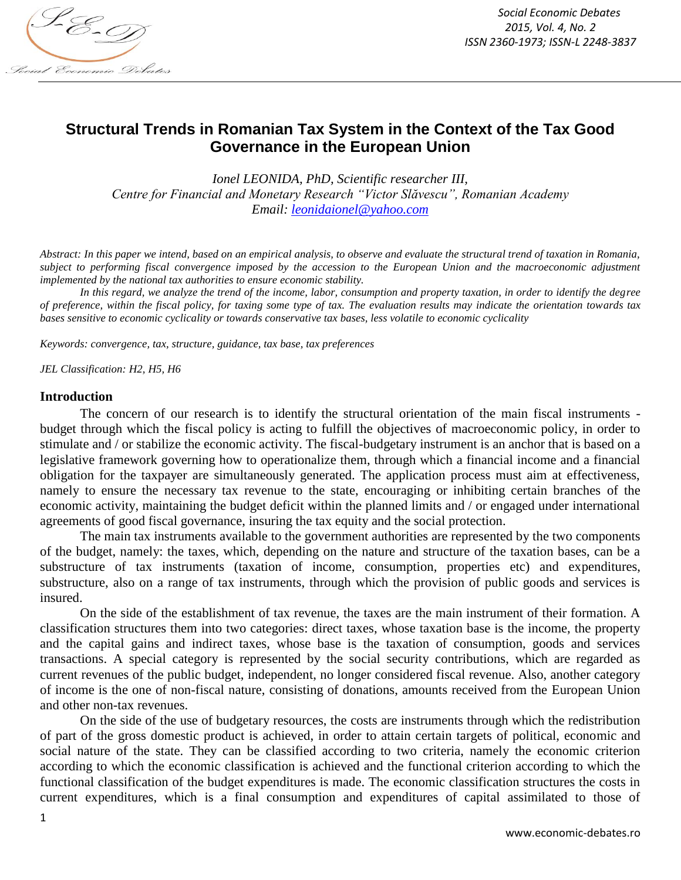# Structural Trends in Romanian Tax System in the Context of the Tax Good Governance in the European Union

*Ionel LEONIDA, PhD, Scientific researcher III,*
*Centre for Financial and Monetary Research "Victor Slăvescu", Romanian Academy*
*Email: leonidaionel@yahoo.com*

*Abstract: In this paper we intend, based on an empirical analysis, to observe and evaluate the structural trend of taxation in Romania, subject to performing fiscal convergence imposed by the accession to the European Union and the macroeconomic adjustment implemented by the national tax authorities to ensure economic stability.*

*In this regard, we analyze the trend of the income, labor, consumption and property taxation, in order to identify the degree of preference, within the fiscal policy, for taxing some type of tax. The evaluation results may indicate the orientation towards tax bases sensitive to economic cyclicality or towards conservative tax bases, less volatile to economic cyclicality*

*Keywords: convergence, tax, structure, guidance, tax base, tax preferences*

*JEL Classification: H2, H5, H6*

## Introduction

The concern of our research is to identify the structural orientation of the main fiscal instruments - budget through which the fiscal policy is acting to fulfill the objectives of macroeconomic policy, in order to stimulate and / or stabilize the economic activity. The fiscal-budgetary instrument is an anchor that is based on a legislative framework governing how to operationalize them, through which a financial income and a financial obligation for the taxpayer are simultaneously generated. The application process must aim at effectiveness, namely to ensure the necessary tax revenue to the state, encouraging or inhibiting certain branches of the economic activity, maintaining the budget deficit within the planned limits and / or engaged under international agreements of good fiscal governance, insuring the tax equity and the social protection.

The main tax instruments available to the government authorities are represented by the two components of the budget, namely: the taxes, which, depending on the nature and structure of the taxation bases, can be a substructure of tax instruments (taxation of income, consumption, properties etc) and expenditures, substructure, also on a range of tax instruments, through which the provision of public goods and services is insured.

On the side of the establishment of tax revenue, the taxes are the main instrument of their formation. A classification structures them into two categories: direct taxes, whose taxation base is the income, the property and the capital gains and indirect taxes, whose base is the taxation of consumption, goods and services transactions. A special category is represented by the social security contributions, which are regarded as current revenues of the public budget, independent, no longer considered fiscal revenue. Also, another category of income is the one of non-fiscal nature, consisting of donations, amounts received from the European Union and other non-tax revenues.

On the side of the use of budgetary resources, the costs are instruments through which the redistribution of part of the gross domestic product is achieved, in order to attain certain targets of political, economic and social nature of the state. They can be classified according to two criteria, namely the economic criterion according to which the economic classification is achieved and the functional criterion according to which the functional classification of the budget expenditures is made. The economic classification structures the costs in current expenditures, which is a final consumption and expenditures of capital assimilated to those of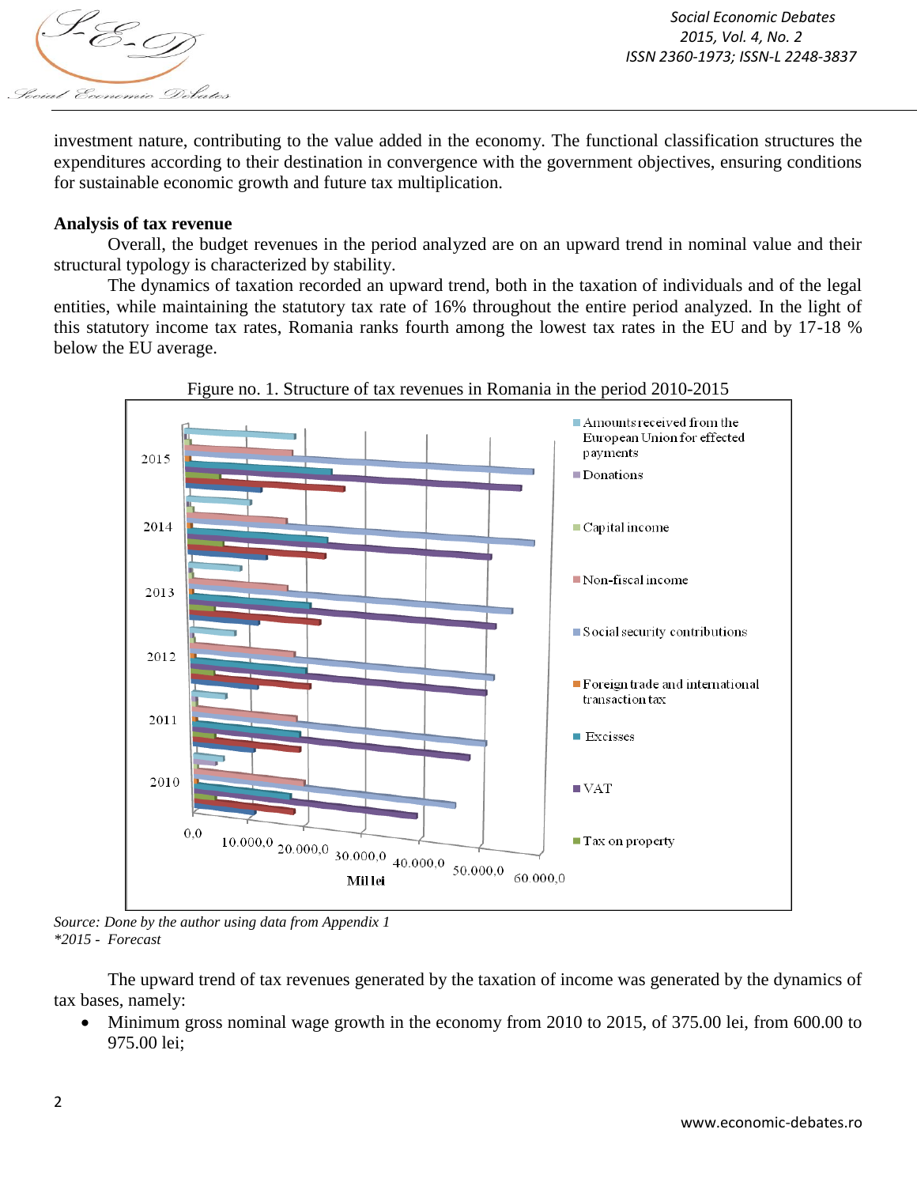investment nature, contributing to the value added in the economy. The functional classification structures the expenditures according to their destination in convergence with the government objectives, ensuring conditions for sustainable economic growth and future tax multiplication.

**Analysis of tax revenue**

Overall, the budget revenues in the period analyzed are on an upward trend in nominal value and their structural typology is characterized by stability.

The dynamics of taxation recorded an upward trend, both in the taxation of individuals and of the legal entities, while maintaining the statutory tax rate of 16% throughout the entire period analyzed. In the light of this statutory income tax rates, Romania ranks fourth among the lowest tax rates in the EU and by 17-18 % below the EU average.

Figure no. 1. Structure of tax revenues in Romania in the period 2010-2015

*Source: Done by the author using data from Appendix 1*
*\*2015 - Forecast*

The upward trend of tax revenues generated by the taxation of income was generated by the dynamics of tax bases, namely:

- Minimum gross nominal wage growth in the economy from 2010 to 2015, of 375.00 lei, from 600.00 to 975.00 lei;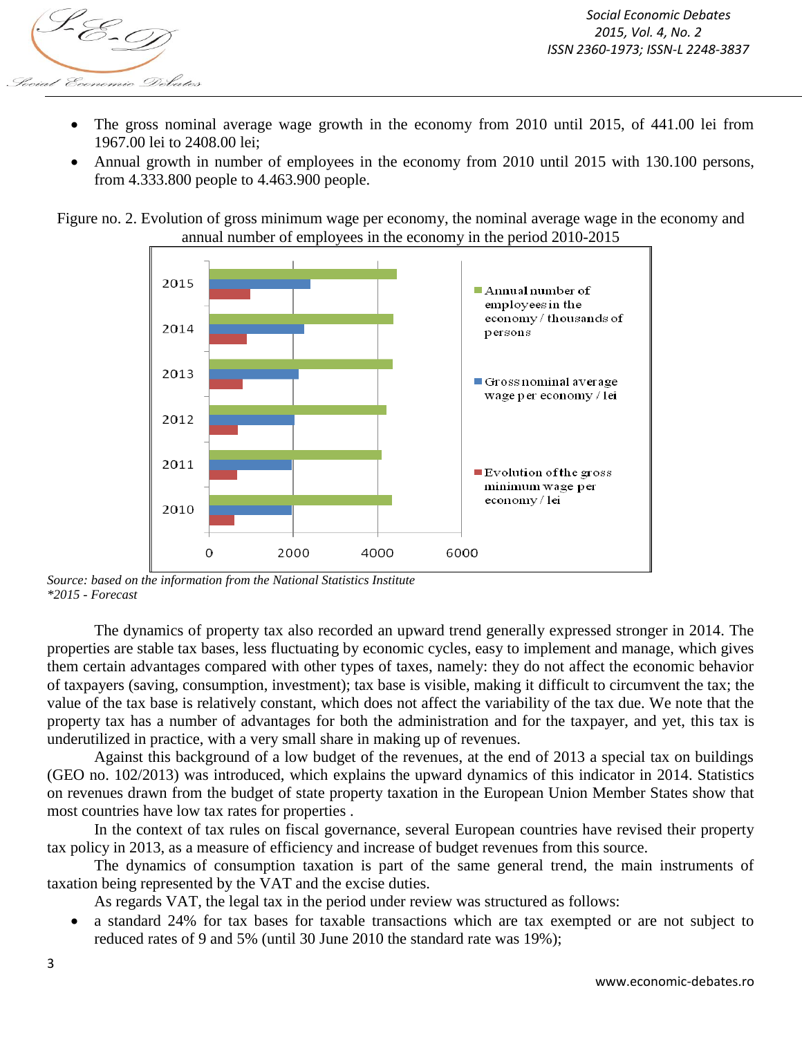- The gross nominal average wage growth in the economy from 2010 until 2015, of 441.00 lei from 1967.00 lei to 2408.00 lei;
- Annual growth in number of employees in the economy from 2010 until 2015 with 130.100 persons, from 4.333.800 people to 4.463.900 people.

Figure no. 2. Evolution of gross minimum wage per economy, the nominal average wage in the economy and annual number of employees in the economy in the period 2010-2015

*Source: based on the information from the National Statistics Institute*
*\*2015 - Forecast*

The dynamics of property tax also recorded an upward trend generally expressed stronger in 2014. The properties are stable tax bases, less fluctuating by economic cycles, easy to implement and manage, which gives them certain advantages compared with other types of taxes, namely: they do not affect the economic behavior of taxpayers (saving, consumption, investment); tax base is visible, making it difficult to circumvent the tax; the value of the tax base is relatively constant, which does not affect the variability of the tax due. We note that the property tax has a number of advantages for both the administration and for the taxpayer, and yet, this tax is underutilized in practice, with a very small share in making up of revenues.

Against this background of a low budget of the revenues, at the end of 2013 a special tax on buildings (GEO no. 102/2013) was introduced, which explains the upward dynamics of this indicator in 2014. Statistics on revenues drawn from the budget of state property taxation in the European Union Member States show that most countries have low tax rates for properties .

In the context of tax rules on fiscal governance, several European countries have revised their property tax policy in 2013, as a measure of efficiency and increase of budget revenues from this source.

The dynamics of consumption taxation is part of the same general trend, the main instruments of taxation being represented by the VAT and the excise duties.

As regards VAT, the legal tax in the period under review was structured as follows:

- a standard 24% for tax bases for taxable transactions which are tax exempted or are not subject to reduced rates of 9 and 5% (until 30 June 2010 the standard rate was 19%);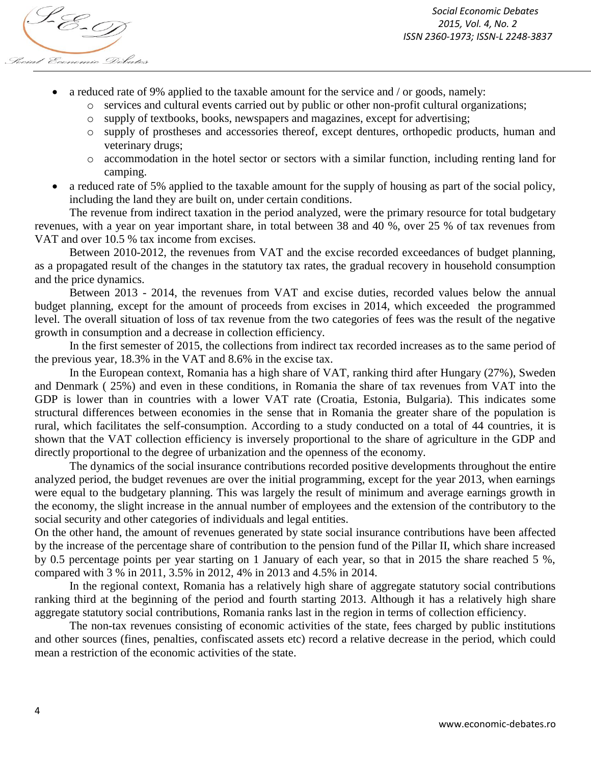- a reduced rate of 9% applied to the taxable amount for the service and / or goods, namely:
    - services and cultural events carried out by public or other non-profit cultural organizations;
    - supply of textbooks, books, newspapers and magazines, except for advertising;
    - supply of prostheses and accessories thereof, except dentures, orthopedic products, human and veterinary drugs;
    - accommodation in the hotel sector or sectors with a similar function, including renting land for camping.
- a reduced rate of 5% applied to the taxable amount for the supply of housing as part of the social policy, including the land they are built on, under certain conditions.

The revenue from indirect taxation in the period analyzed, were the primary resource for total budgetary revenues, with a year on year important share, in total between 38 and 40 %, over 25 % of tax revenues from VAT and over 10.5 % tax income from excises.

Between 2010-2012, the revenues from VAT and the excise recorded exceedances of budget planning, as a propagated result of the changes in the statutory tax rates, the gradual recovery in household consumption and the price dynamics.

Between 2013 - 2014, the revenues from VAT and excise duties, recorded values below the annual budget planning, except for the amount of proceeds from excises in 2014, which exceeded the programmed level. The overall situation of loss of tax revenue from the two categories of fees was the result of the negative growth in consumption and a decrease in collection efficiency.

In the first semester of 2015, the collections from indirect tax recorded increases as to the same period of the previous year, 18.3% in the VAT and 8.6% in the excise tax.

In the European context, Romania has a high share of VAT, ranking third after Hungary (27%), Sweden and Denmark ( 25%) and even in these conditions, in Romania the share of tax revenues from VAT into the GDP is lower than in countries with a lower VAT rate (Croatia, Estonia, Bulgaria). This indicates some structural differences between economies in the sense that in Romania the greater share of the population is rural, which facilitates the self-consumption. According to a study conducted on a total of 44 countries, it is shown that the VAT collection efficiency is inversely proportional to the share of agriculture in the GDP and directly proportional to the degree of urbanization and the openness of the economy.

The dynamics of the social insurance contributions recorded positive developments throughout the entire analyzed period, the budget revenues are over the initial programming, except for the year 2013, when earnings were equal to the budgetary planning. This was largely the result of minimum and average earnings growth in the economy, the slight increase in the annual number of employees and the extension of the contributory to the social security and other categories of individuals and legal entities.

On the other hand, the amount of revenues generated by state social insurance contributions have been affected by the increase of the percentage share of contribution to the pension fund of the Pillar II, which share increased by 0.5 percentage points per year starting on 1 January of each year, so that in 2015 the share reached 5 %, compared with 3 % in 2011, 3.5% in 2012, 4% in 2013 and 4.5% in 2014.

In the regional context, Romania has a relatively high share of aggregate statutory social contributions ranking third at the beginning of the period and fourth starting 2013. Although it has a relatively high share aggregate statutory social contributions, Romania ranks last in the region in terms of collection efficiency.

The non-tax revenues consisting of economic activities of the state, fees charged by public institutions and other sources (fines, penalties, confiscated assets etc) record a relative decrease in the period, which could mean a restriction of the economic activities of the state.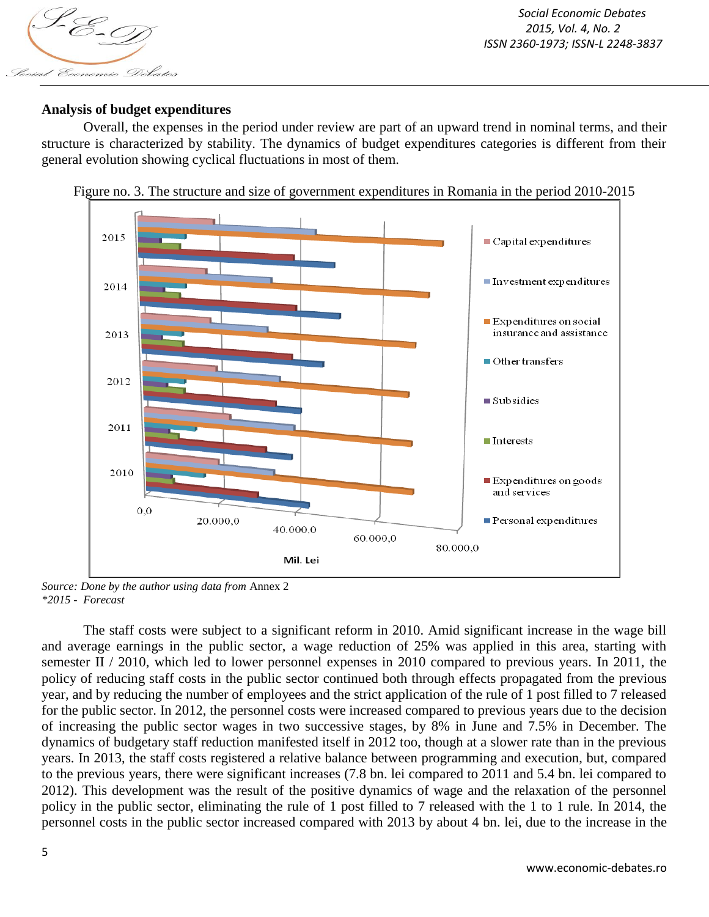**Analysis of budget expenditures**

Overall, the expenses in the period under review are part of an upward trend in nominal terms, and their structure is characterized by stability. The dynamics of budget expenditures categories is different from their general evolution showing cyclical fluctuations in most of them.

Figure no. 3. The structure and size of government expenditures in Romania in the period 2010-2015

*Source: Done by the author using data from* Annex 2
*\*2015 - Forecast*

The staff costs were subject to a significant reform in 2010. Amid significant increase in the wage bill and average earnings in the public sector, a wage reduction of 25% was applied in this area, starting with semester II / 2010, which led to lower personnel expenses in 2010 compared to previous years. In 2011, the policy of reducing staff costs in the public sector continued both through effects propagated from the previous year, and by reducing the number of employees and the strict application of the rule of 1 post filled to 7 released for the public sector. In 2012, the personnel costs were increased compared to previous years due to the decision of increasing the public sector wages in two successive stages, by 8% in June and 7.5% in December. The dynamics of budgetary staff reduction manifested itself in 2012 too, though at a slower rate than in the previous years. In 2013, the staff costs registered a relative balance between programming and execution, but, compared to the previous years, there were significant increases (7.8 bn. lei compared to 2011 and 5.4 bn. lei compared to 2012). This development was the result of the positive dynamics of wage and the relaxation of the personnel policy in the public sector, eliminating the rule of 1 post filled to 7 released with the 1 to 1 rule. In 2014, the personnel costs in the public sector increased compared with 2013 by about 4 bn. lei, due to the increase in the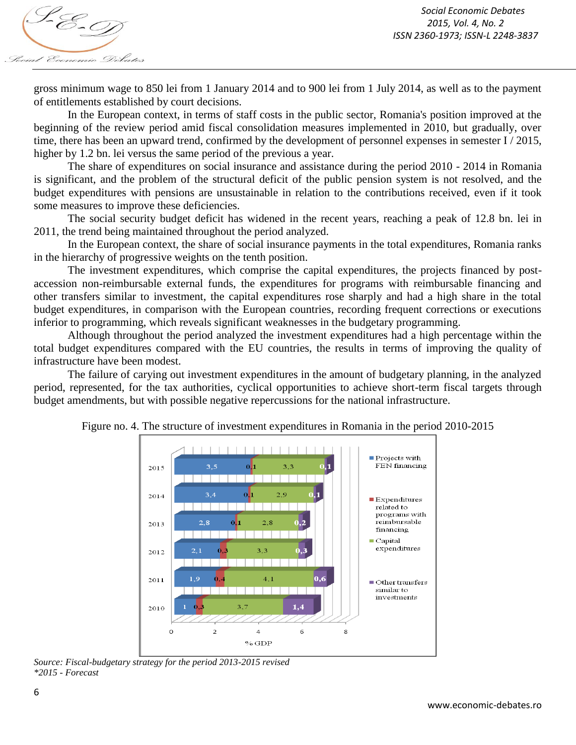gross minimum wage to 850 lei from 1 January 2014 and to 900 lei from 1 July 2014, as well as to the payment of entitlements established by court decisions.

In the European context, in terms of staff costs in the public sector, Romania's position improved at the beginning of the review period amid fiscal consolidation measures implemented in 2010, but gradually, over time, there has been an upward trend, confirmed by the development of personnel expenses in semester I / 2015, higher by 1.2 bn. lei versus the same period of the previous a year.

The share of expenditures on social insurance and assistance during the period 2010 - 2014 in Romania is significant, and the problem of the structural deficit of the public pension system is not resolved, and the budget expenditures with pensions are unsustainable in relation to the contributions received, even if it took some measures to improve these deficiencies.

The social security budget deficit has widened in the recent years, reaching a peak of 12.8 bn. lei in 2011, the trend being maintained throughout the period analyzed.

In the European context, the share of social insurance payments in the total expenditures, Romania ranks in the hierarchy of progressive weights on the tenth position.

The investment expenditures, which comprise the capital expenditures, the projects financed by post-accession non-reimbursable external funds, the expenditures for programs with reimbursable financing and other transfers similar to investment, the capital expenditures rose sharply and had a high share in the total budget expenditures, in comparison with the European countries, recording frequent corrections or executions inferior to programming, which reveals significant weaknesses in the budgetary programming.

Although throughout the period analyzed the investment expenditures had a high percentage within the total budget expenditures compared with the EU countries, the results in terms of improving the quality of infrastructure have been modest.

The failure of carying out investment expenditures in the amount of budgetary planning, in the analyzed period, represented, for the tax authorities, cyclical opportunities to achieve short-term fiscal targets through budget amendments, but with possible negative repercussions for the national infrastructure.

Figure no. 4. The structure of investment expenditures in Romania in the period 2010-2015

| Year | Projects with FEN financing | Expenditures related to programs with reimbursable financing | Capital expenditures | Other transfers similar to investments |
|---|---|---|---|---|
| 2015 | 3,5 | 0,1 | 3,3 | 0,1 |
| 2014 | 3,4 | 0,1 | 2,9 | 0,1 |
| 2013 | 2,8 | 0,1 | 2,8 | 0,2 |
| 2012 | 2,1 | 0,3 | 3,3 | 0,3 |
| 2011 | 1,9 | 0,4 | 4,1 | 0,6 |
| 2010 | 1 | 0,3 | 3,7 | 1,4 |

% GDP

*Source: Fiscal-budgetary strategy for the period 2013-2015 revised*
*\*2015 - Forecast*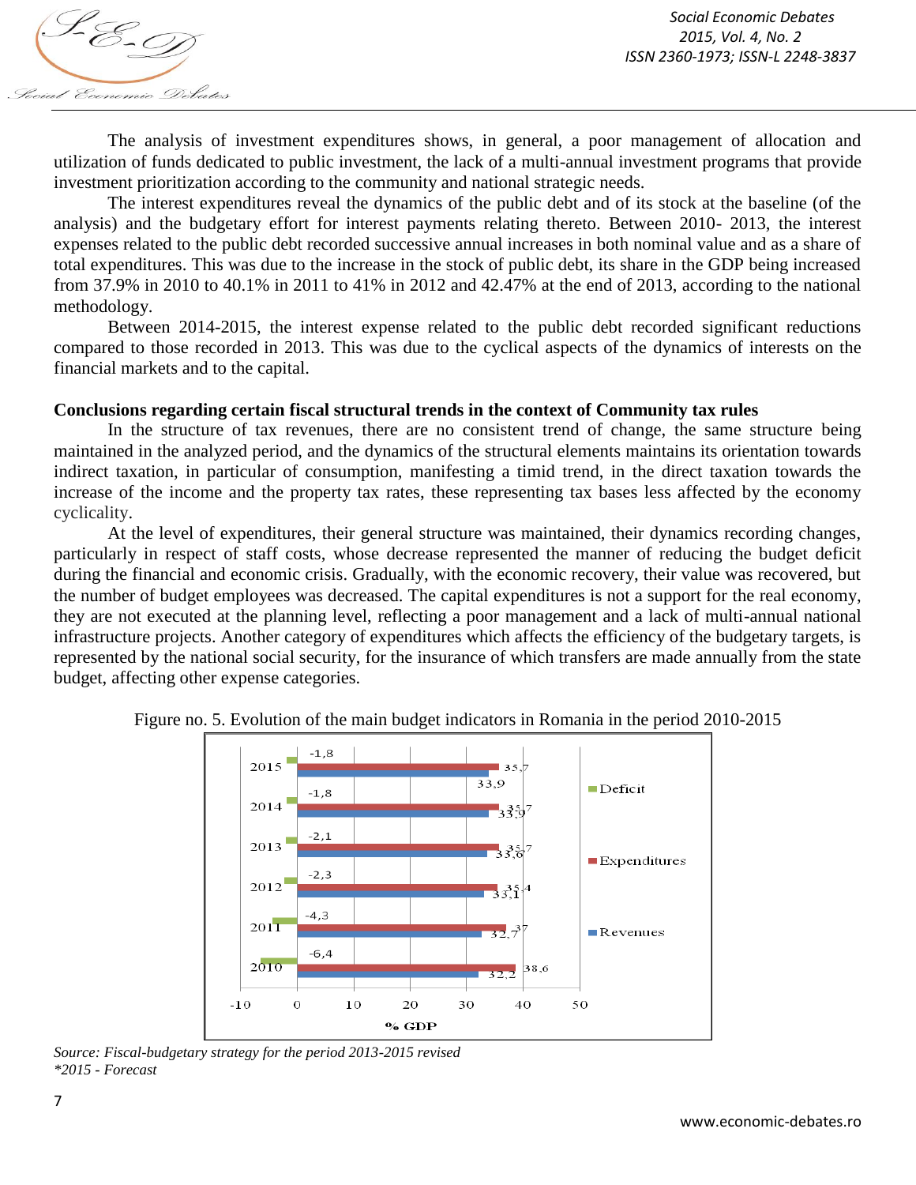The analysis of investment expenditures shows, in general, a poor management of allocation and utilization of funds dedicated to public investment, the lack of a multi-annual investment programs that provide investment prioritization according to the community and national strategic needs.

The interest expenditures reveal the dynamics of the public debt and of its stock at the baseline (of the analysis) and the budgetary effort for interest payments relating thereto. Between 2010- 2013, the interest expenses related to the public debt recorded successive annual increases in both nominal value and as a share of total expenditures. This was due to the increase in the stock of public debt, its share in the GDP being increased from 37.9% in 2010 to 40.1% in 2011 to 41% in 2012 and 42.47% at the end of 2013, according to the national methodology.

Between 2014-2015, the interest expense related to the public debt recorded significant reductions compared to those recorded in 2013. This was due to the cyclical aspects of the dynamics of interests on the financial markets and to the capital.

**Conclusions regarding certain fiscal structural trends in the context of Community tax rules**

In the structure of tax revenues, there are no consistent trend of change, the same structure being maintained in the analyzed period, and the dynamics of the structural elements maintains its orientation towards indirect taxation, in particular of consumption, manifesting a timid trend, in the direct taxation towards the increase of the income and the property tax rates, these representing tax bases less affected by the economy cyclicality.

At the level of expenditures, their general structure was maintained, their dynamics recording changes, particularly in respect of staff costs, whose decrease represented the manner of reducing the budget deficit during the financial and economic crisis. Gradually, with the economic recovery, their value was recovered, but the number of budget employees was decreased. The capital expenditures is not a support for the real economy, they are not executed at the planning level, reflecting a poor management and a lack of multi-annual national infrastructure projects. Another category of expenditures which affects the efficiency of the budgetary targets, is represented by the national social security, for the insurance of which transfers are made annually from the state budget, affecting other expense categories.

Figure no. 5. Evolution of the main budget indicators in Romania in the period 2010-2015

| Year | Deficit | Expenditures | Revenues |
|---|---|---|---|
| 2015 | -1,8 | 35,7 | 33,9 |
| 2014 | -1,8 | 35,7 | 33,9 |
| 2013 | -2,1 | 35,7 | 33,6 |
| 2012 | -2,3 | 35,4 | 33,1 |
| 2011 | -4,3 | 37 | 32,7 |
| 2010 | -6,4 | 38,6 | 32,2 |

(% GDP)

*Source: Fiscal-budgetary strategy for the period 2013-2015 revised*
*\*2015 - Forecast*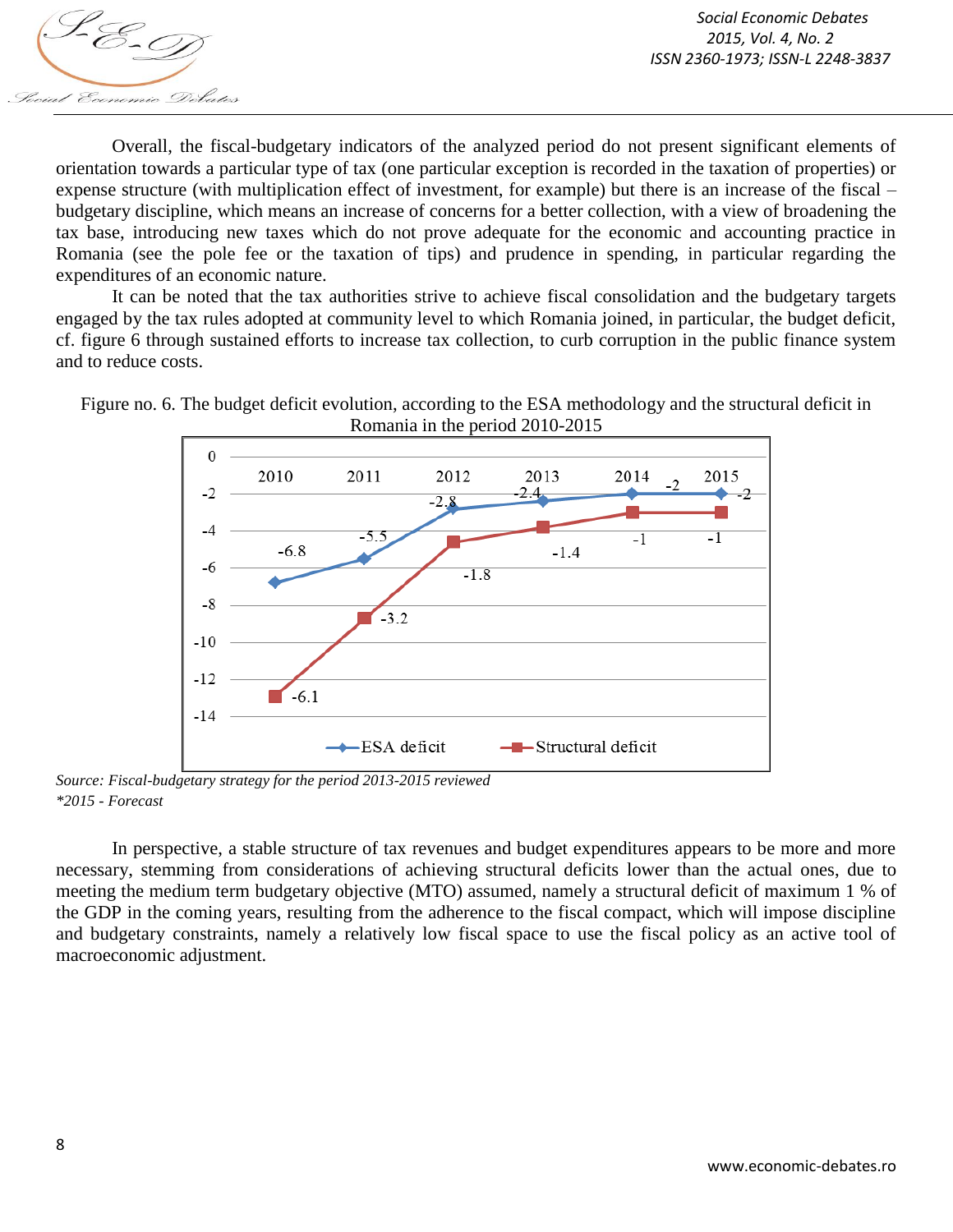Overall, the fiscal-budgetary indicators of the analyzed period do not present significant elements of orientation towards a particular type of tax (one particular exception is recorded in the taxation of properties) or expense structure (with multiplication effect of investment, for example) but there is an increase of the fiscal – budgetary discipline, which means an increase of concerns for a better collection, with a view of broadening the tax base, introducing new taxes which do not prove adequate for the economic and accounting practice in Romania (see the pole fee or the taxation of tips) and prudence in spending, in particular regarding the expenditures of an economic nature.

It can be noted that the tax authorities strive to achieve fiscal consolidation and the budgetary targets engaged by the tax rules adopted at community level to which Romania joined, in particular, the budget deficit, cf. figure 6 through sustained efforts to increase tax collection, to curb corruption in the public finance system and to reduce costs.

Figure no. 6. The budget deficit evolution, according to the ESA methodology and the structural deficit in Romania in the period 2010-2015

| Year | ESA deficit | Structural deficit |
|---|---|---|
| 2010 | -6.8 | -6.1 |
| 2011 | -5.5 | -3.2 |
| 2012 | -2.8 | -1.8 |
| 2013 | -2.4 | -1.4 |
| 2014 | -2 | -1 |
| 2015 | -2 | -1 |

*Source: Fiscal-budgetary strategy for the period 2013-2015 reviewed*
*\*2015 - Forecast*

In perspective, a stable structure of tax revenues and budget expenditures appears to be more and more necessary, stemming from considerations of achieving structural deficits lower than the actual ones, due to meeting the medium term budgetary objective (MTO) assumed, namely a structural deficit of maximum 1 % of the GDP in the coming years, resulting from the adherence to the fiscal compact, which will impose discipline and budgetary constraints, namely a relatively low fiscal space to use the fiscal policy as an active tool of macroeconomic adjustment.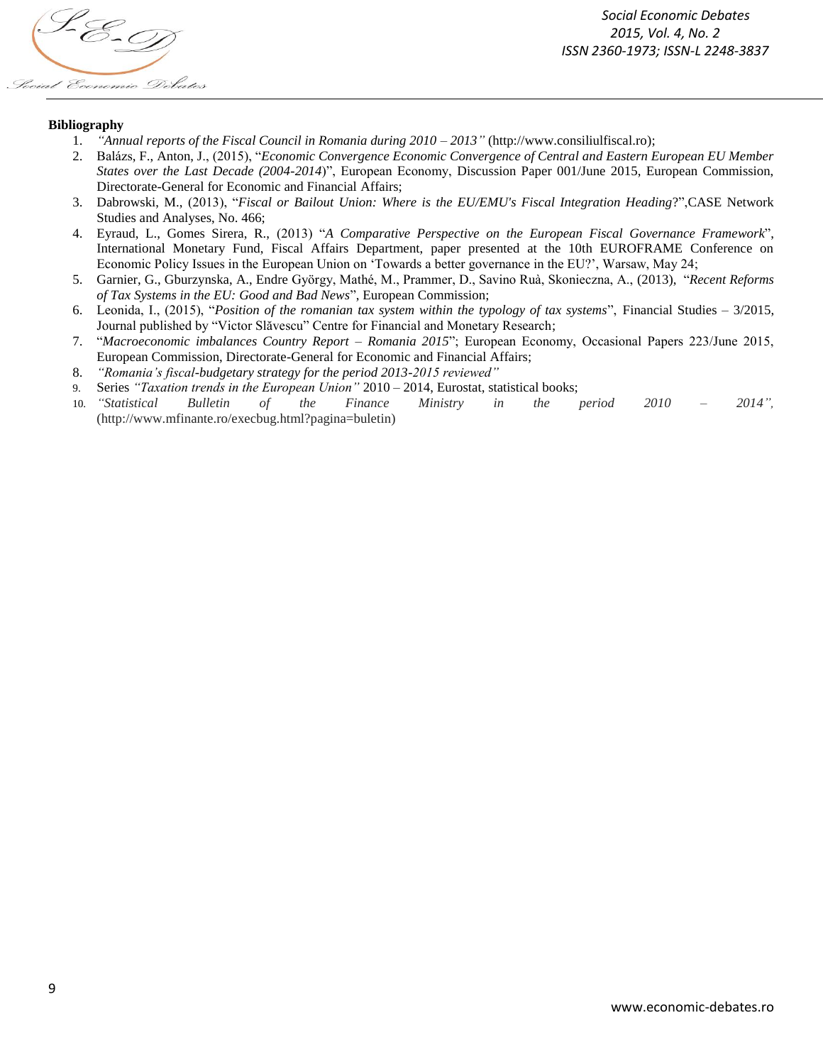**Bibliography**

1. *"Annual reports of the Fiscal Council in Romania during 2010 – 2013"* (http://www.consiliulfiscal.ro);
2. Balázs, F., Anton, J., (2015), "*Economic Convergence Economic Convergence of Central and Eastern European EU Member States over the Last Decade (2004-2014)*", European Economy, Discussion Paper 001/June 2015, European Commission, Directorate-General for Economic and Financial Affairs;
3. Dabrowski, M., (2013), "*Fiscal or Bailout Union: Where is the EU/EMU's Fiscal Integration Heading*?",CASE Network Studies and Analyses, No. 466;
4. Eyraud, L., Gomes Sirera, R., (2013) "*A Comparative Perspective on the European Fiscal Governance Framework*", International Monetary Fund, Fiscal Affairs Department, paper presented at the 10th EUROFRAME Conference on Economic Policy Issues in the European Union on 'Towards a better governance in the EU?', Warsaw, May 24;
5. Garnier, G., Gburzynska, A., Endre György, Mathé, M., Prammer, D., Savino Ruà, Skonieczna, A., (2013), "*Recent Reforms of Tax Systems in the EU: Good and Bad News*", European Commission;
6. Leonida, I., (2015), "*Position of the romanian tax system within the typology of tax systems*", Financial Studies – 3/2015, Journal published by "Victor Slăvescu" Centre for Financial and Monetary Research;
7. "*Macroeconomic imbalances Country Report – Romania 2015*"; European Economy, Occasional Papers 223/June 2015, European Commission, Directorate-General for Economic and Financial Affairs;
8. *"Romania's fiscal-budgetary strategy for the period 2013-2015 reviewed"*
9. Series *"Taxation trends in the European Union"* 2010 – 2014, Eurostat, statistical books;
10. *"Statistical Bulletin of the Finance Ministry in the period 2010 – 2014",* (http://www.mfinante.ro/execbug.html?pagina=buletin)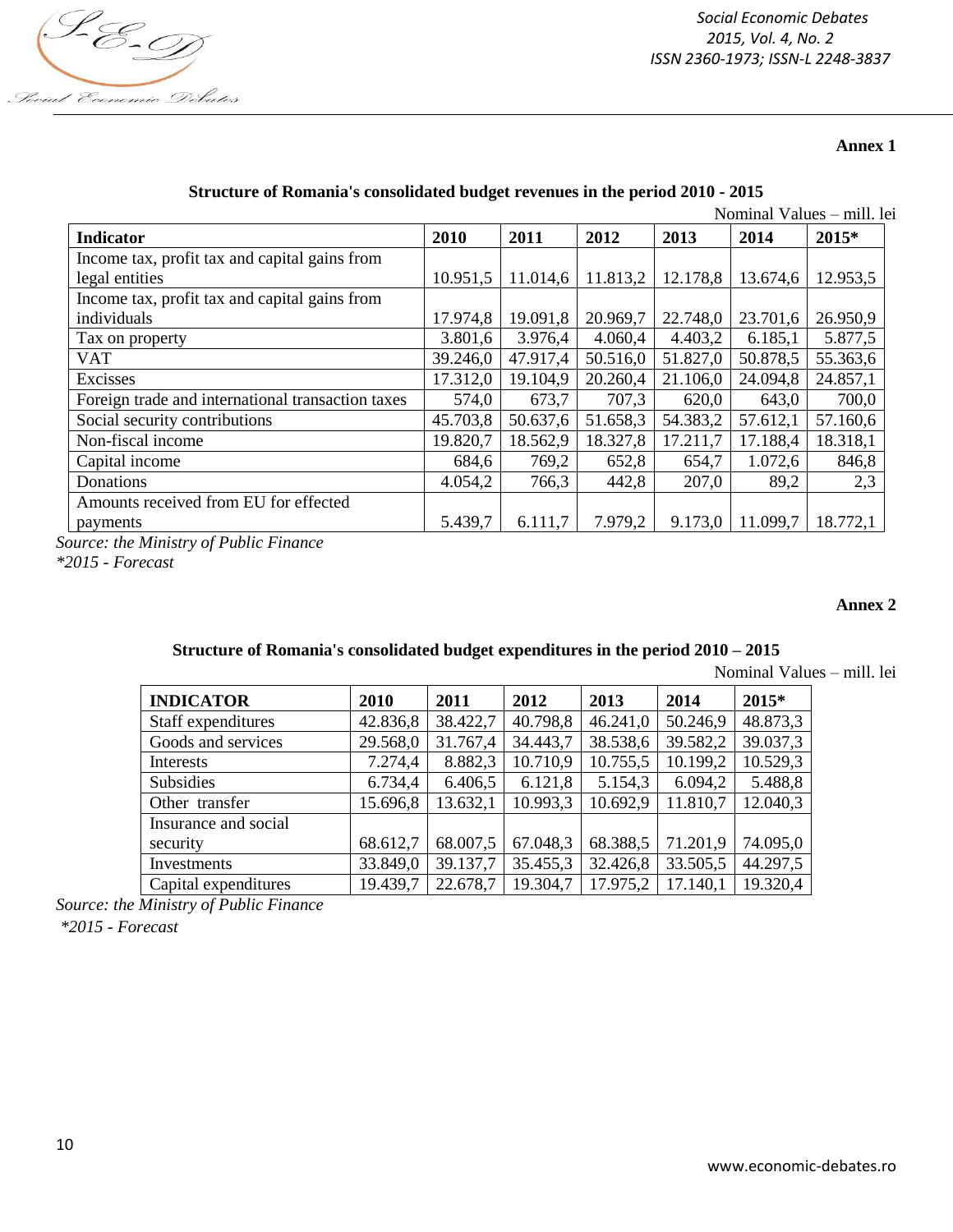**Annex 1**

**Structure of Romania's consolidated budget revenues in the period 2010 - 2015**

Nominal Values – mill. lei

| Indicator | 2010 | 2011 | 2012 | 2013 | 2014 | 2015* |
|---|---|---|---|---|---|---|
| Income tax, profit tax and capital gains from legal entities | 10.951,5 | 11.014,6 | 11.813,2 | 12.178,8 | 13.674,6 | 12.953,5 |
| Income tax, profit tax and capital gains from individuals | 17.974,8 | 19.091,8 | 20.969,7 | 22.748,0 | 23.701,6 | 26.950,9 |
| Tax on property | 3.801,6 | 3.976,4 | 4.060,4 | 4.403,2 | 6.185,1 | 5.877,5 |
| VAT | 39.246,0 | 47.917,4 | 50.516,0 | 51.827,0 | 50.878,5 | 55.363,6 |
| Excisses | 17.312,0 | 19.104,9 | 20.260,4 | 21.106,0 | 24.094,8 | 24.857,1 |
| Foreign trade and international transaction taxes | 574,0 | 673,7 | 707,3 | 620,0 | 643,0 | 700,0 |
| Social security contributions | 45.703,8 | 50.637,6 | 51.658,3 | 54.383,2 | 57.612,1 | 57.160,6 |
| Non-fiscal income | 19.820,7 | 18.562,9 | 18.327,8 | 17.211,7 | 17.188,4 | 18.318,1 |
| Capital income | 684,6 | 769,2 | 652,8 | 654,7 | 1.072,6 | 846,8 |
| Donations | 4.054,2 | 766,3 | 442,8 | 207,0 | 89,2 | 2,3 |
| Amounts received from EU for effected payments | 5.439,7 | 6.111,7 | 7.979,2 | 9.173,0 | 11.099,7 | 18.772,1 |

*Source: the Ministry of Public Finance*
*\*2015 - Forecast*

**Annex 2**

**Structure of Romania's consolidated budget expenditures in the period 2010 – 2015**

Nominal Values – mill. lei

| INDICATOR | 2010 | 2011 | 2012 | 2013 | 2014 | 2015* |
|---|---|---|---|---|---|---|
| Staff expenditures | 42.836,8 | 38.422,7 | 40.798,8 | 46.241,0 | 50.246,9 | 48.873,3 |
| Goods and services | 29.568,0 | 31.767,4 | 34.443,7 | 38.538,6 | 39.582,2 | 39.037,3 |
| Interests | 7.274,4 | 8.882,3 | 10.710,9 | 10.755,5 | 10.199,2 | 10.529,3 |
| Subsidies | 6.734,4 | 6.406,5 | 6.121,8 | 5.154,3 | 6.094,2 | 5.488,8 |
| Other transfer | 15.696,8 | 13.632,1 | 10.993,3 | 10.692,9 | 11.810,7 | 12.040,3 |
| Insurance and social security | 68.612,7 | 68.007,5 | 67.048,3 | 68.388,5 | 71.201,9 | 74.095,0 |
| Investments | 33.849,0 | 39.137,7 | 35.455,3 | 32.426,8 | 33.505,5 | 44.297,5 |
| Capital expenditures | 19.439,7 | 22.678,7 | 19.304,7 | 17.975,2 | 17.140,1 | 19.320,4 |

*Source: the Ministry of Public Finance*
*\*2015 - Forecast*